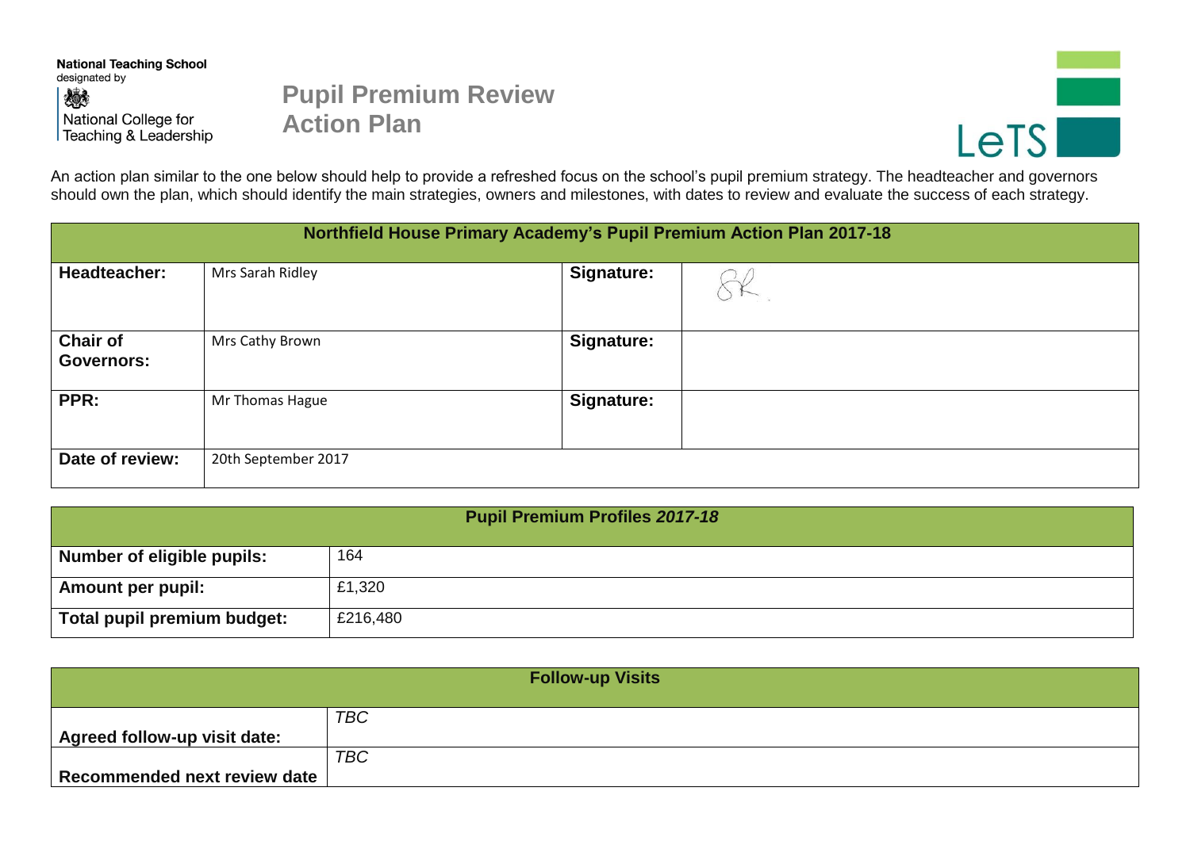National Teaching School
designated by

National College for
Teaching & Leadership

# Pupil Premium Review Action Plan

LeTS

An action plan similar to the one below should help to provide a refreshed focus on the school's pupil premium strategy. The headteacher and governors should own the plan, which should identify the main strategies, owners and milestones, with dates to review and evaluate the success of each strategy.

| Northfield House Primary Academy's Pupil Premium Action Plan 2017-18 | | | |
|---|---|---|---|
| **Headteacher:** | Mrs Sarah Ridley | **Signature:** | SR |
| **Chair of Governors:** | Mrs Cathy Brown | **Signature:** | |
| **PPR:** | Mr Thomas Hague | **Signature:** | |
| **Date of review:** | 20th September 2017 | | |

| **Pupil Premium Profiles *2017-18*** | |
|---|---|
| **Number of eligible pupils:** | 164 |
| **Amount per pupil:** | £1,320 |
| **Total pupil premium budget:** | £216,480 |

| **Follow-up Visits** | |
|---|---|
| **Agreed follow-up visit date:** | *TBC* |
| **Recommended next review date** | *TBC* |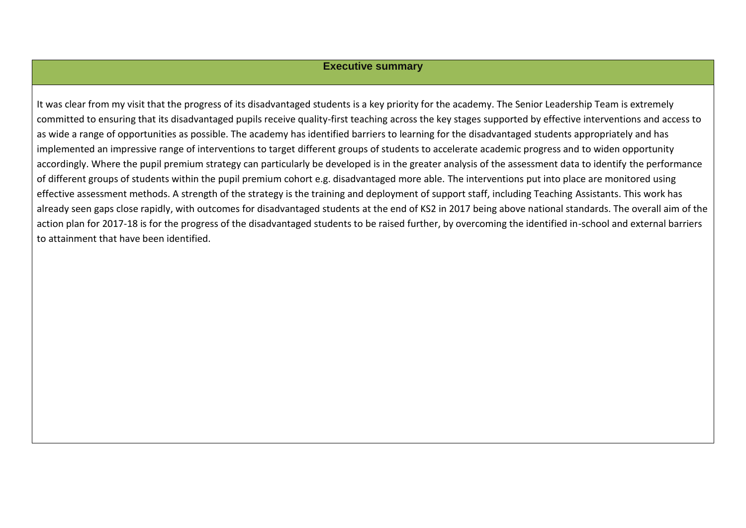## Executive summary

It was clear from my visit that the progress of its disadvantaged students is a key priority for the academy. The Senior Leadership Team is extremely committed to ensuring that its disadvantaged pupils receive quality-first teaching across the key stages supported by effective interventions and access to as wide a range of opportunities as possible. The academy has identified barriers to learning for the disadvantaged students appropriately and has implemented an impressive range of interventions to target different groups of students to accelerate academic progress and to widen opportunity accordingly. Where the pupil premium strategy can particularly be developed is in the greater analysis of the assessment data to identify the performance of different groups of students within the pupil premium cohort e.g. disadvantaged more able. The interventions put into place are monitored using effective assessment methods. A strength of the strategy is the training and deployment of support staff, including Teaching Assistants. This work has already seen gaps close rapidly, with outcomes for disadvantaged students at the end of KS2 in 2017 being above national standards. The overall aim of the action plan for 2017-18 is for the progress of the disadvantaged students to be raised further, by overcoming the identified in-school and external barriers to attainment that have been identified.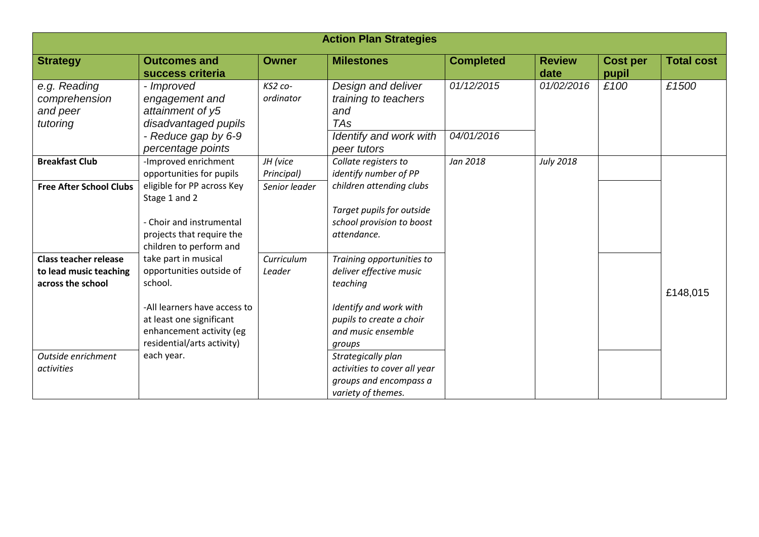| Action Plan Strategies | | | | | | | |
|---|---|---|---|---|---|---|---|
| **Strategy** | **Outcomes and success criteria** | **Owner** | **Milestones** | **Completed** | **Review date** | **Cost per pupil** | **Total cost** |
| *e.g. Reading comprehension and peer tutoring* | *- Improved engagement and attainment of y5 disadvantaged pupils*<br>*- Reduce gap by 6-9 percentage points* | *KS2 co-ordinator* | *Design and deliver training to teachers and TAs*<br>*Identify and work with peer tutors* | *01/12/2015*<br>*04/01/2016* | *01/02/2016* | *£100* | *£1500* |
| **Breakfast Club** | -Improved enrichment opportunities for pupils eligible for PP across Key Stage 1 and 2<br><br>- Choir and instrumental projects that require the children to perform and take part in musical opportunities outside of school.<br><br>-All learners have access to at least one significant enhancement activity (eg residential/arts activity) each year. | *JH (vice Principal)* | *Collate registers to identify number of PP children attending clubs*<br><br>*Target pupils for outside school provision to boost attendance.* | *Jan 2018* | *July 2018* | | £148,015 |
| **Free After School Clubs** | | *Senior leader* | | | | | |
| **Class teacher release to lead music teaching across the school** | | *Curriculum Leader* | *Training opportunities to deliver effective music teaching*<br><br>*Identify and work with pupils to create a choir and music ensemble groups* | | | | |
| *Outside enrichment activities* | | | *Strategically plan activities to cover all year groups and encompass a variety of themes.* | | | | |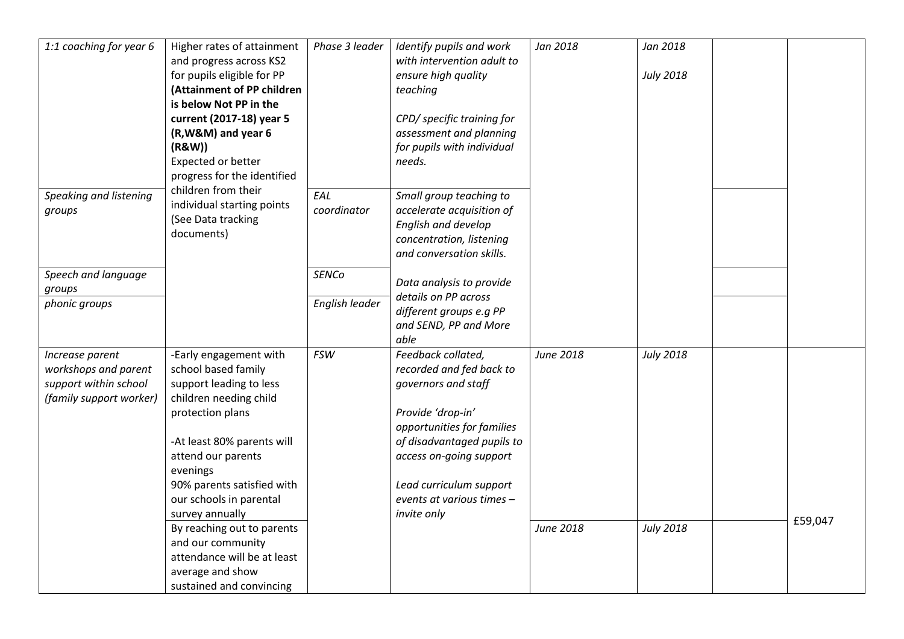| | | | | | | | |
|---|---|---|---|---|---|---|---|
| *1:1 coaching for year 6* | Higher rates of attainment and progress across KS2 for pupils eligible for PP **(Attainment of PP children is below Not PP in the current (2017-18) year 5 (R,W&M) and year 6 (R&W))** Expected or better progress for the identified children from their individual starting points (See Data tracking documents) | *Phase 3 leader* | *Identify pupils and work with intervention adult to ensure high quality teaching*<br><br>*CPD/ specific training for assessment and planning for pupils with individual needs.* | *Jan 2018* | *Jan 2018*<br><br>*July 2018* | | |
| *Speaking and listening groups* | | *EAL coordinator* | *Small group teaching to accelerate acquisition of English and develop concentration, listening and conversation skills.* | | | | |
| *Speech and language groups* | | *SENCo* | *Data analysis to provide details on PP across different groups e.g PP and SEND, PP and More able* | | | | |
| *phonic groups* | | *English leader* | | | | | |
| *Increase parent workshops and parent support within school (family support worker)* | -Early engagement with school based family support leading to less children needing child protection plans<br><br>-At least 80% parents will attend our parents evenings<br>90% parents satisfied with our schools in parental survey annually | *FSW* | *Feedback collated, recorded and fed back to governors and staff*<br><br>*Provide 'drop-in' opportunities for families of disadvantaged pupils to access on-going support*<br><br>*Lead curriculum support events at various times – invite only* | *June 2018* | *July 2018* | | £59,047 |
| | By reaching out to parents and our community attendance will be at least average and show sustained and convincing | | | *June 2018* | *July 2018* | | |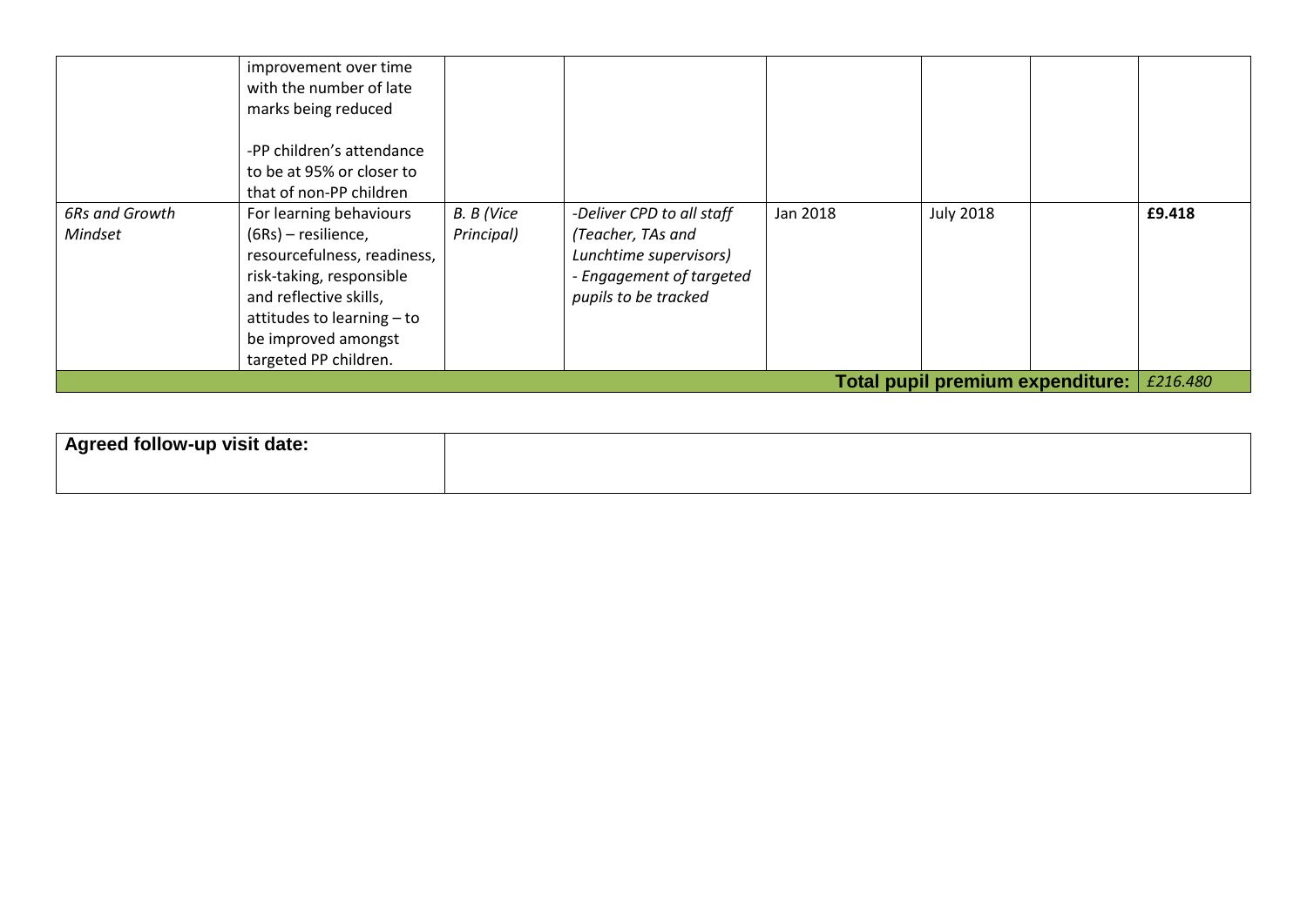| | | | | | | | |
|---|---|---|---|---|---|---|---|
| | improvement over time with the number of late marks being reduced<br><br>-PP children's attendance to be at 95% or closer to that of non-PP children | | | | | | |
| *6Rs and Growth Mindset* | For learning behaviours (6Rs) – resilience, resourcefulness, readiness, risk-taking, responsible and reflective skills, attitudes to learning – to be improved amongst targeted PP children. | *B. B (Vice Principal)* | *-Deliver CPD to all staff (Teacher, TAs and Lunchtime supervisors)*<br>*- Engagement of targeted pupils to be tracked* | Jan 2018 | July 2018 | | **£9.418** |
| | | | | | | **Total pupil premium expenditure:** | *£216.480* |

| | |
|---|---|
| **Agreed follow-up visit date:** | |